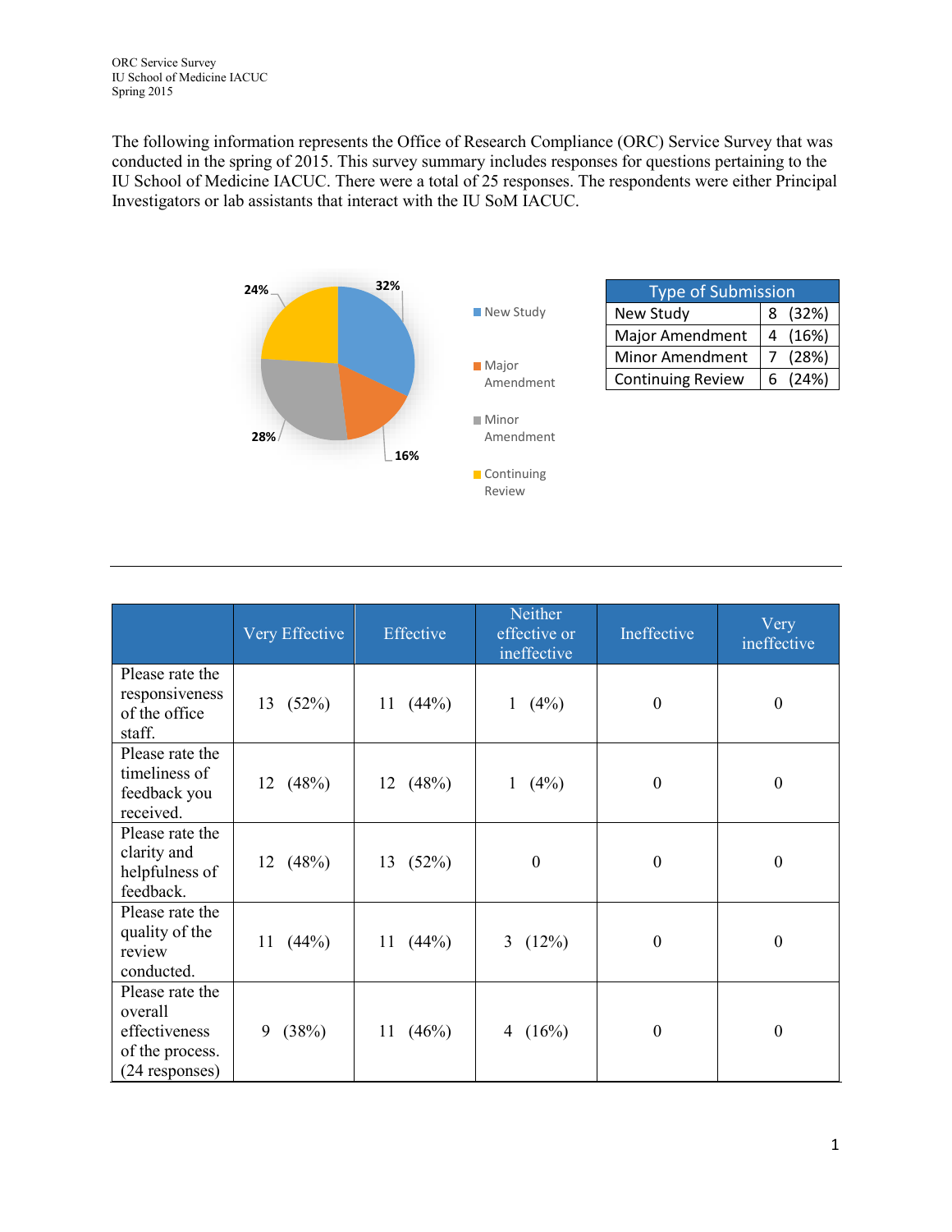ORC Service Survey
IU School of Medicine IACUC
Spring 2015

The following information represents the Office of Research Compliance (ORC) Service Survey that was conducted in the spring of 2015. This survey summary includes responses for questions pertaining to the IU School of Medicine IACUC. There were a total of 25 responses. The respondents were either Principal Investigators or lab assistants that interact with the IU SoM IACUC.

| Type of Submission | |
|---|---|
| New Study | 8 (32%) |
| Major Amendment | 4 (16%) |
| Minor Amendment | 7 (28%) |
| Continuing Review | 6 (24%) |

| | Very Effective | Effective | Neither effective or ineffective | Ineffective | Very ineffective |
|---|---|---|---|---|---|
| Please rate the responsiveness of the office staff. | 13 (52%) | 11 (44%) | 1 (4%) | 0 | 0 |
| Please rate the timeliness of feedback you received. | 12 (48%) | 12 (48%) | 1 (4%) | 0 | 0 |
| Please rate the clarity and helpfulness of feedback. | 12 (48%) | 13 (52%) | 0 | 0 | 0 |
| Please rate the quality of the review conducted. | 11 (44%) | 11 (44%) | 3 (12%) | 0 | 0 |
| Please rate the overall effectiveness of the process. (24 responses) | 9 (38%) | 11 (46%) | 4 (16%) | 0 | 0 |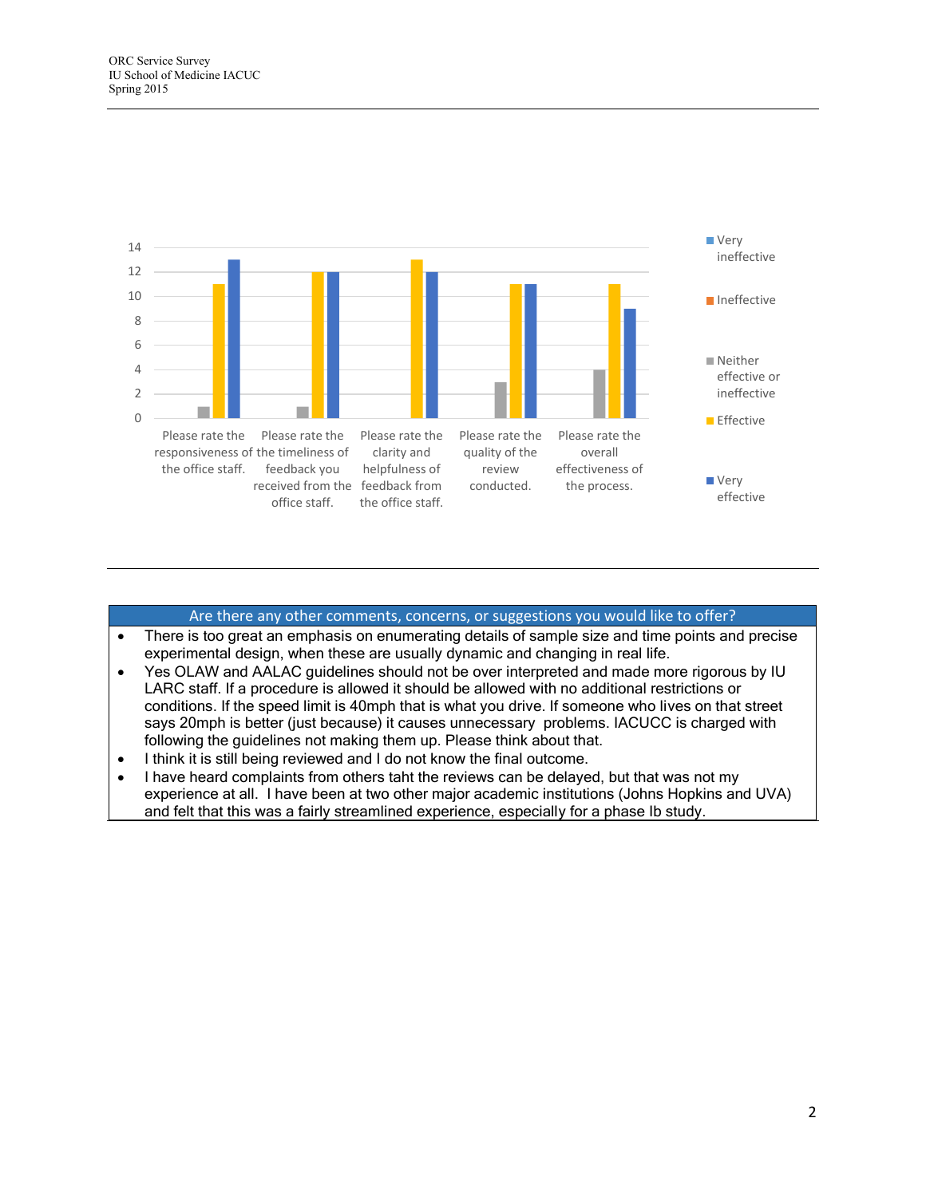14
12
10
8
6
4
2
0

Please rate the responsiveness of the office staff.

Please rate the timeliness of the feedback you received from the office staff.

Please rate the clarity and helpfulness of feedback from the office staff.

Please rate the quality of the review conducted.

Please rate the overall effectiveness of the process.

Very ineffective
Ineffective
Neither effective or ineffective
Effective
Very effective

| Are there any other comments, concerns, or suggestions you would like to offer? |
| --- |
| • There is too great an emphasis on enumerating details of sample size and time points and precise experimental design, when these are usually dynamic and changing in real life.<br>• Yes OLAW and AALAC guidelines should not be over interpreted and made more rigorous by IU LARC staff. If a procedure is allowed it should be allowed with no additional restrictions or conditions. If the speed limit is 40mph that is what you drive. If someone who lives on that street says 20mph is better (just because) it causes unnecessary problems. IACUCC is charged with following the guidelines not making them up. Please think about that.<br>• I think it is still being reviewed and I do not know the final outcome.<br>• I have heard complaints from others taht the reviews can be delayed, but that was not my experience at all. I have been at two other major academic institutions (Johns Hopkins and UVA) and felt that this was a fairly streamlined experience, especially for a phase Ib study. |